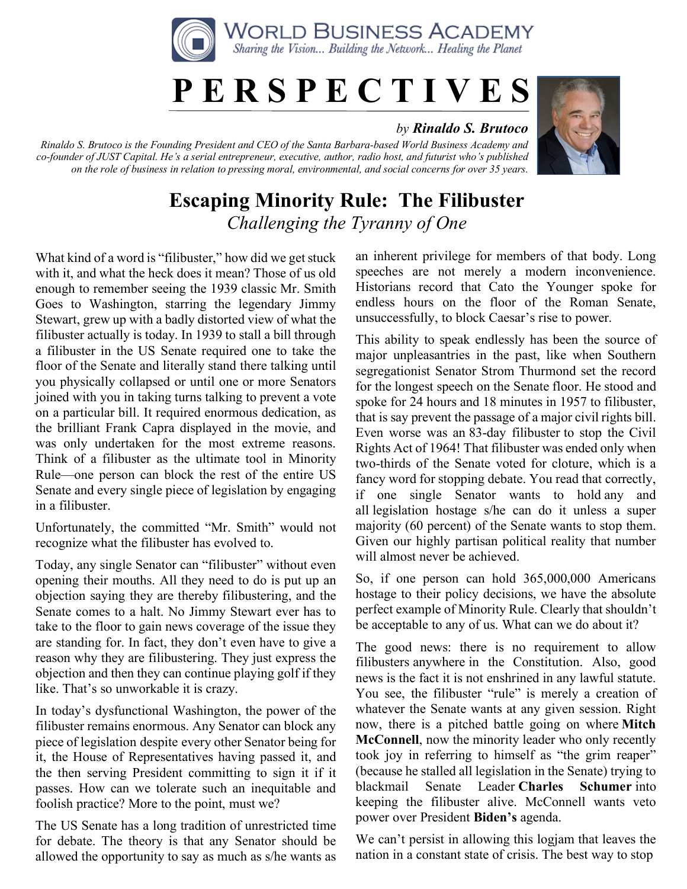WORLD BUSINESS ACADEMY

*Sharing the Vision... Building the Network... Healing the Planet*

# PERSPECTIVES

*by* ***Rinaldo S. Brutoco***

*Rinaldo S. Brutoco is the Founding President and CEO of the Santa Barbara-based World Business Academy and co-founder of JUST Capital. He's a serial entrepreneur, executive, author, radio host, and futurist who's published on the role of business in relation to pressing moral, environmental, and social concerns for over 35 years.*

## Escaping Minority Rule: The Filibuster

*Challenging the Tyranny of One*

What kind of a word is "filibuster," how did we get stuck with it, and what the heck does it mean? Those of us old enough to remember seeing the 1939 classic Mr. Smith Goes to Washington, starring the legendary Jimmy Stewart, grew up with a badly distorted view of what the filibuster actually is today. In 1939 to stall a bill through a filibuster in the US Senate required one to take the floor of the Senate and literally stand there talking until you physically collapsed or until one or more Senators joined with you in taking turns talking to prevent a vote on a particular bill. It required enormous dedication, as the brilliant Frank Capra displayed in the movie, and was only undertaken for the most extreme reasons. Think of a filibuster as the ultimate tool in Minority Rule—one person can block the rest of the entire US Senate and every single piece of legislation by engaging in a filibuster.

Unfortunately, the committed "Mr. Smith" would not recognize what the filibuster has evolved to.

Today, any single Senator can "filibuster" without even opening their mouths. All they need to do is put up an objection saying they are thereby filibustering, and the Senate comes to a halt. No Jimmy Stewart ever has to take to the floor to gain news coverage of the issue they are standing for. In fact, they don't even have to give a reason why they are filibustering. They just express the objection and then they can continue playing golf if they like. That's so unworkable it is crazy.

In today's dysfunctional Washington, the power of the filibuster remains enormous. Any Senator can block any piece of legislation despite every other Senator being for it, the House of Representatives having passed it, and the then serving President committing to sign it if it passes. How can we tolerate such an inequitable and foolish practice? More to the point, must we?

The US Senate has a long tradition of unrestricted time for debate. The theory is that any Senator should be allowed the opportunity to say as much as s/he wants as an inherent privilege for members of that body. Long speeches are not merely a modern inconvenience. Historians record that Cato the Younger spoke for endless hours on the floor of the Roman Senate, unsuccessfully, to block Caesar's rise to power.

This ability to speak endlessly has been the source of major unpleasantries in the past, like when Southern segregationist Senator Strom Thurmond set the record for the longest speech on the Senate floor. He stood and spoke for 24 hours and 18 minutes in 1957 to filibuster, that is say prevent the passage of a major civil rights bill. Even worse was an 83-day filibuster to stop the Civil Rights Act of 1964! That filibuster was ended only when two-thirds of the Senate voted for cloture, which is a fancy word for stopping debate. You read that correctly, if one single Senator wants to hold any and all legislation hostage s/he can do it unless a super majority (60 percent) of the Senate wants to stop them. Given our highly partisan political reality that number will almost never be achieved.

So, if one person can hold 365,000,000 Americans hostage to their policy decisions, we have the absolute perfect example of Minority Rule. Clearly that shouldn't be acceptable to any of us. What can we do about it?

The good news: there is no requirement to allow filibusters anywhere in the Constitution. Also, good news is the fact it is not enshrined in any lawful statute. You see, the filibuster "rule" is merely a creation of whatever the Senate wants at any given session. Right now, there is a pitched battle going on where **Mitch McConnell**, now the minority leader who only recently took joy in referring to himself as "the grim reaper" (because he stalled all legislation in the Senate) trying to blackmail Senate Leader **Charles Schumer** into keeping the filibuster alive. McConnell wants veto power over President **Biden's** agenda.

We can't persist in allowing this logjam that leaves the nation in a constant state of crisis. The best way to stop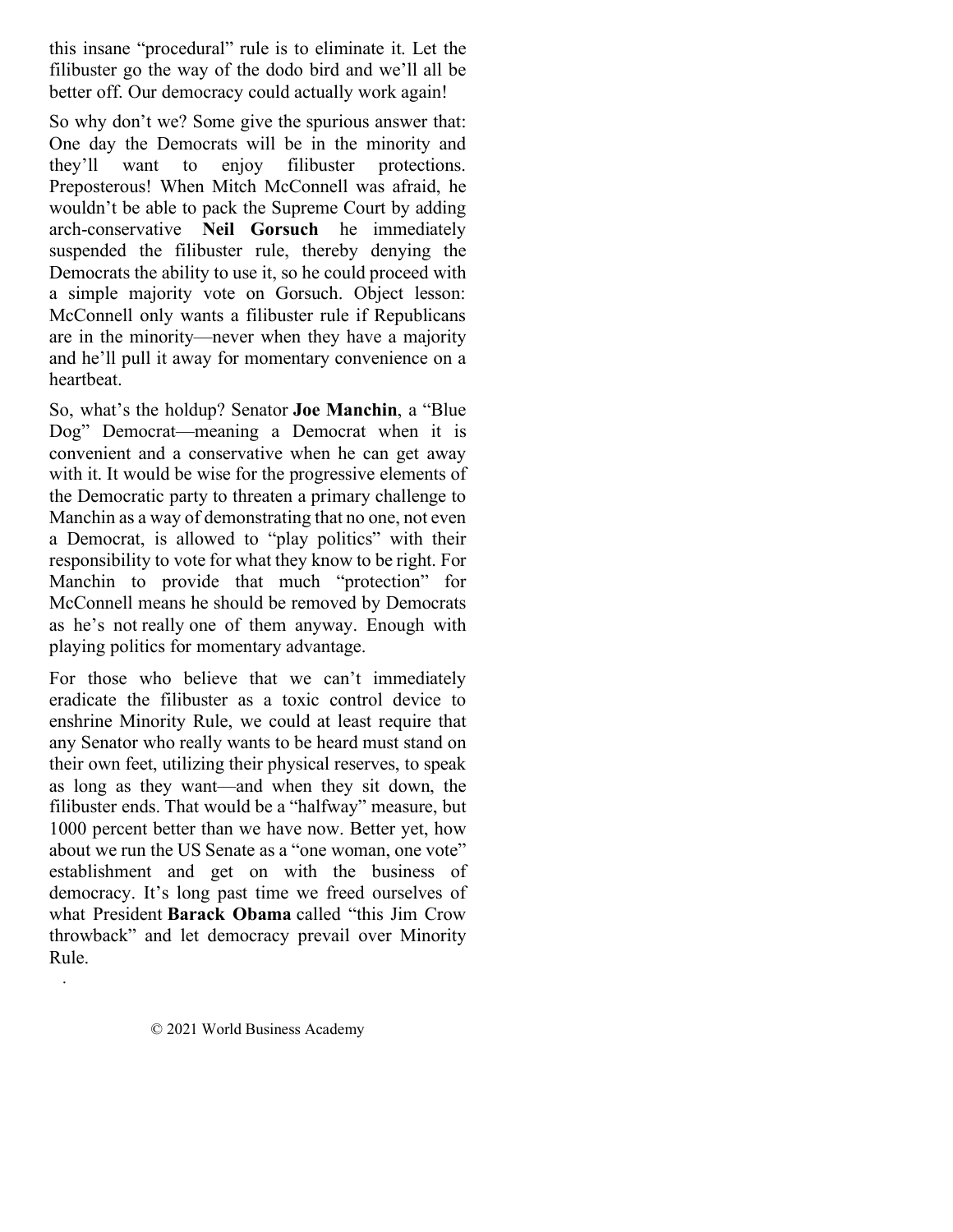this insane "procedural" rule is to eliminate it. Let the filibuster go the way of the dodo bird and we'll all be better off. Our democracy could actually work again!

So why don't we? Some give the spurious answer that: One day the Democrats will be in the minority and they'll want to enjoy filibuster protections. Preposterous! When Mitch McConnell was afraid, he wouldn't be able to pack the Supreme Court by adding arch-conservative **Neil Gorsuch** he immediately suspended the filibuster rule, thereby denying the Democrats the ability to use it, so he could proceed with a simple majority vote on Gorsuch. Object lesson: McConnell only wants a filibuster rule if Republicans are in the minority—never when they have a majority and he'll pull it away for momentary convenience on a heartbeat.

So, what's the holdup? Senator **Joe Manchin**, a "Blue Dog" Democrat—meaning a Democrat when it is convenient and a conservative when he can get away with it. It would be wise for the progressive elements of the Democratic party to threaten a primary challenge to Manchin as a way of demonstrating that no one, not even a Democrat, is allowed to "play politics" with their responsibility to vote for what they know to be right. For Manchin to provide that much "protection" for McConnell means he should be removed by Democrats as he's not really one of them anyway. Enough with playing politics for momentary advantage.

For those who believe that we can't immediately eradicate the filibuster as a toxic control device to enshrine Minority Rule, we could at least require that any Senator who really wants to be heard must stand on their own feet, utilizing their physical reserves, to speak as long as they want—and when they sit down, the filibuster ends. That would be a "halfway" measure, but 1000 percent better than we have now. Better yet, how about we run the US Senate as a "one woman, one vote" establishment and get on with the business of democracy. It's long past time we freed ourselves of what President **Barack Obama** called "this Jim Crow throwback" and let democracy prevail over Minority Rule.

© 2021 World Business Academy